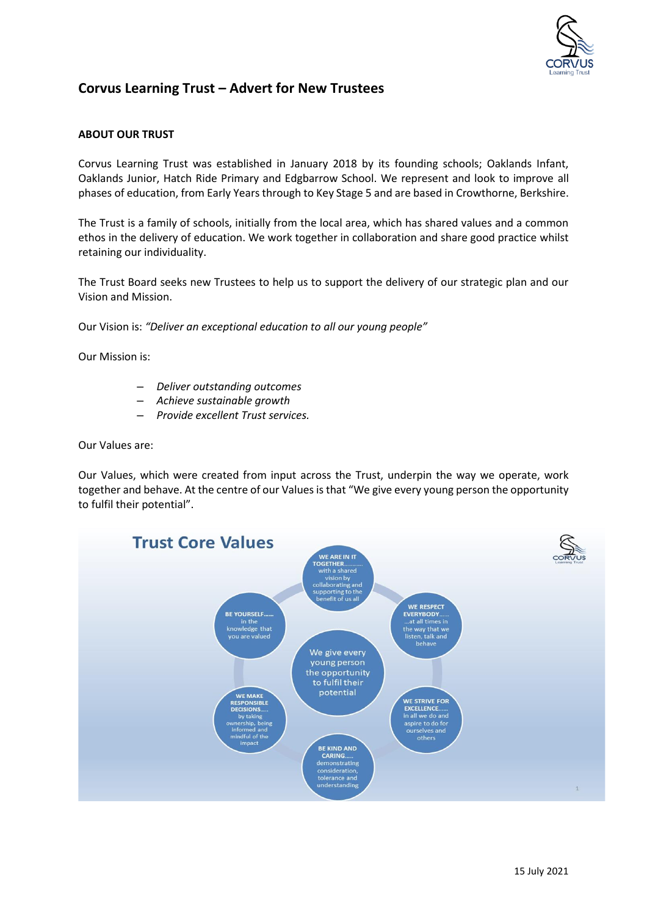# Corvus Learning Trust – Advert for New Trustees

## ABOUT OUR TRUST

Corvus Learning Trust was established in January 2018 by its founding schools; Oaklands Infant, Oaklands Junior, Hatch Ride Primary and Edgbarrow School. We represent and look to improve all phases of education, from Early Years through to Key Stage 5 and are based in Crowthorne, Berkshire.

The Trust is a family of schools, initially from the local area, which has shared values and a common ethos in the delivery of education. We work together in collaboration and share good practice whilst retaining our individuality.

The Trust Board seeks new Trustees to help us to support the delivery of our strategic plan and our Vision and Mission.

Our Vision is: *"Deliver an exceptional education to all our young people"*

Our Mission is:

- *Deliver outstanding outcomes*
- *Achieve sustainable growth*
- *Provide excellent Trust services.*

Our Values are:

Our Values, which were created from input across the Trust, underpin the way we operate, work together and behave. At the centre of our Values is that "We give every young person the opportunity to fulfil their potential".

**Trust Core Values**

We give every young person the opportunity to fulfil their potential

- **WE ARE IN IT TOGETHER…………** with a shared vision by collaborating and supporting to the benefit of us all
- **WE RESPECT EVERYBODY……** …at all times in the way that we listen, talk and behave
- **WE STRIVE FOR EXCELLENCE……** in all we do and aspire to do for ourselves and others
- **BE KIND AND CARING…..** demonstrating consideration, tolerance and understanding
- **WE MAKE RESPONSIBLE DECISIONS…..** by taking ownership, being informed and mindful of the impact
- **BE YOURSELF……** in the knowledge that you are valued

15 July 2021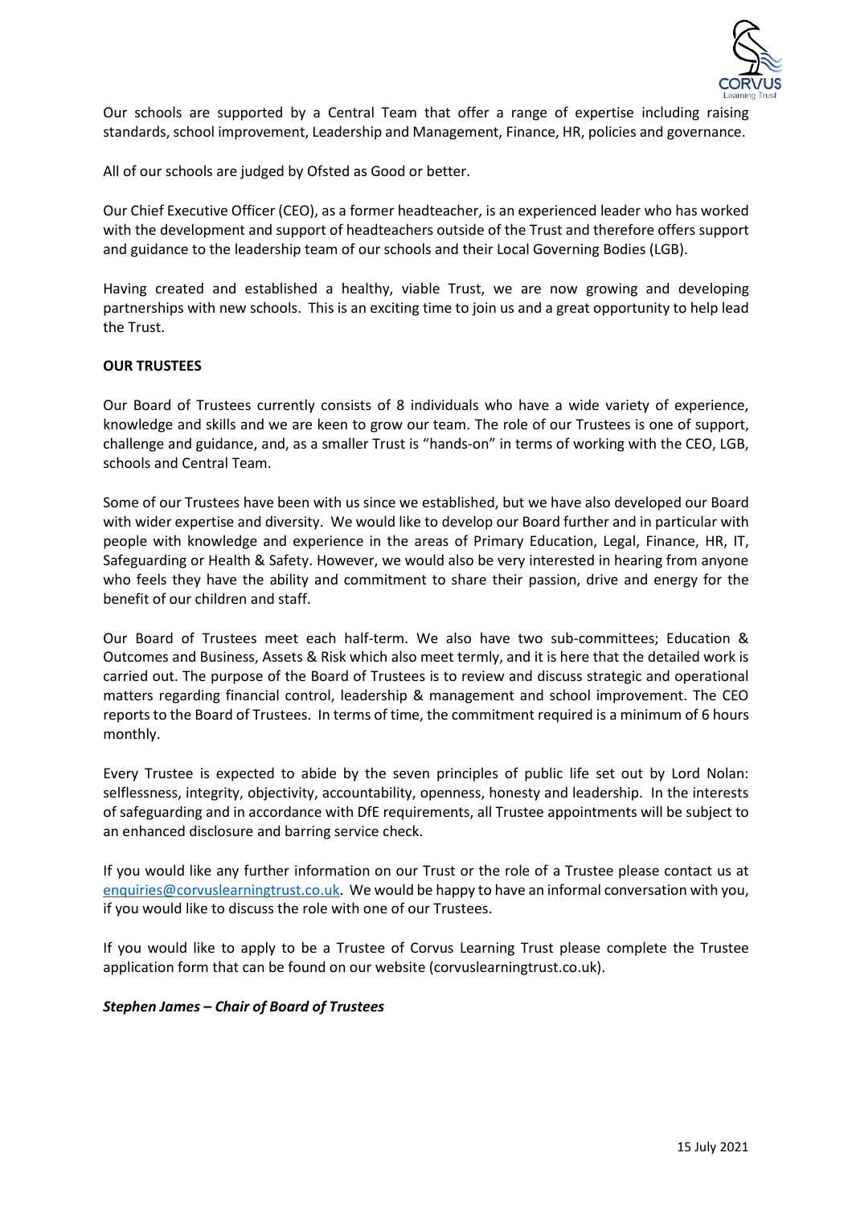Our schools are supported by a Central Team that offer a range of expertise including raising standards, school improvement, Leadership and Management, Finance, HR, policies and governance.

All of our schools are judged by Ofsted as Good or better.

Our Chief Executive Officer (CEO), as a former headteacher, is an experienced leader who has worked with the development and support of headteachers outside of the Trust and therefore offers support and guidance to the leadership team of our schools and their Local Governing Bodies (LGB).

Having created and established a healthy, viable Trust, we are now growing and developing partnerships with new schools. This is an exciting time to join us and a great opportunity to help lead the Trust.

**OUR TRUSTEES**

Our Board of Trustees currently consists of 8 individuals who have a wide variety of experience, knowledge and skills and we are keen to grow our team. The role of our Trustees is one of support, challenge and guidance, and, as a smaller Trust is "hands-on" in terms of working with the CEO, LGB, schools and Central Team.

Some of our Trustees have been with us since we established, but we have also developed our Board with wider expertise and diversity. We would like to develop our Board further and in particular with people with knowledge and experience in the areas of Primary Education, Legal, Finance, HR, IT, Safeguarding or Health & Safety. However, we would also be very interested in hearing from anyone who feels they have the ability and commitment to share their passion, drive and energy for the benefit of our children and staff.

Our Board of Trustees meet each half-term. We also have two sub-committees; Education & Outcomes and Business, Assets & Risk which also meet termly, and it is here that the detailed work is carried out. The purpose of the Board of Trustees is to review and discuss strategic and operational matters regarding financial control, leadership & management and school improvement. The CEO reports to the Board of Trustees. In terms of time, the commitment required is a minimum of 6 hours monthly.

Every Trustee is expected to abide by the seven principles of public life set out by Lord Nolan: selflessness, integrity, objectivity, accountability, openness, honesty and leadership. In the interests of safeguarding and in accordance with DfE requirements, all Trustee appointments will be subject to an enhanced disclosure and barring service check.

If you would like any further information on our Trust or the role of a Trustee please contact us at enquiries@corvuslearningtrust.co.uk. We would be happy to have an informal conversation with you, if you would like to discuss the role with one of our Trustees.

If you would like to apply to be a Trustee of Corvus Learning Trust please complete the Trustee application form that can be found on our website (corvuslearningtrust.co.uk).

***Stephen James – Chair of Board of Trustees***

15 July 2021